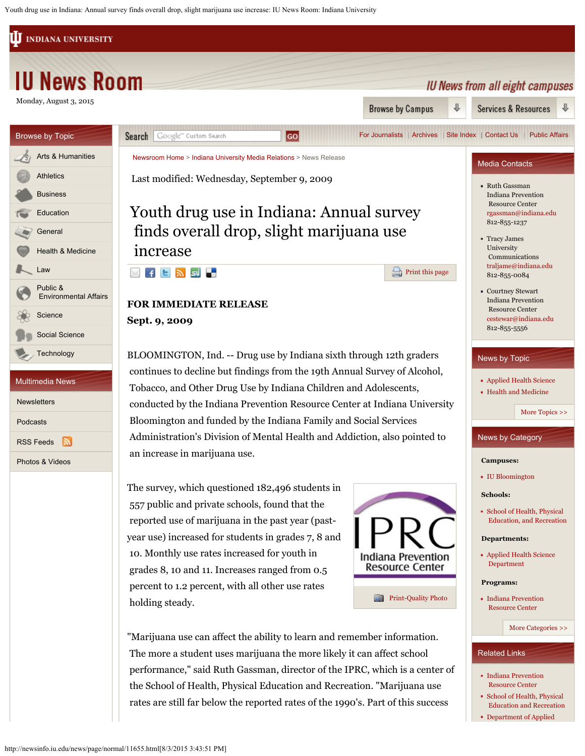# IU News Room

Monday, August 3, 2015

Newsroom Home > Indiana University Media Relations > News Release

Last modified: Wednesday, September 9, 2009

## Youth drug use in Indiana: Annual survey finds overall drop, slight marijuana use increase

**FOR IMMEDIATE RELEASE**
**Sept. 9, 2009**

BLOOMINGTON, Ind. -- Drug use by Indiana sixth through 12th graders continues to decline but findings from the 19th Annual Survey of Alcohol, Tobacco, and Other Drug Use by Indiana Children and Adolescents, conducted by the Indiana Prevention Resource Center at Indiana University Bloomington and funded by the Indiana Family and Social Services Administration's Division of Mental Health and Addiction, also pointed to an increase in marijuana use.

The survey, which questioned 182,496 students in 557 public and private schools, found that the reported use of marijuana in the past year (past-year use) increased for students in grades 7, 8 and 10. Monthly use rates increased for youth in grades 8, 10 and 11. Increases ranged from 0.5 percent to 1.2 percent, with all other use rates holding steady.

Print-Quality Photo

"Marijuana use can affect the ability to learn and remember information. The more a student uses marijuana the more likely it can affect school performance," said Ruth Gassman, director of the IPRC, which is a center of the School of Health, Physical Education and Recreation. "Marijuana use rates are still far below the reported rates of the 1990's. Part of this success

### Media Contacts

- Ruth Gassman
  Indiana Prevention Resource Center
  rgassman@indiana.edu
  812-855-1237
- Tracy James
  University Communications
  traljame@indiana.edu
  812-855-0084
- Courtney Stewart
  Indiana Prevention Resource Center
  cestewar@indiana.edu
  812-855-5556

### News by Topic

- Applied Health Science
- Health and Medicine

More Topics >>

### News by Category

**Campuses:**

- IU Bloomington

**Schools:**

- School of Health, Physical Education, and Recreation

**Departments:**

- Applied Health Science Department

**Programs:**

- Indiana Prevention Resource Center

More Categories >>

### Related Links

- Indiana Prevention Resource Center
- School of Health, Physical Education and Recreation
- Department of Applied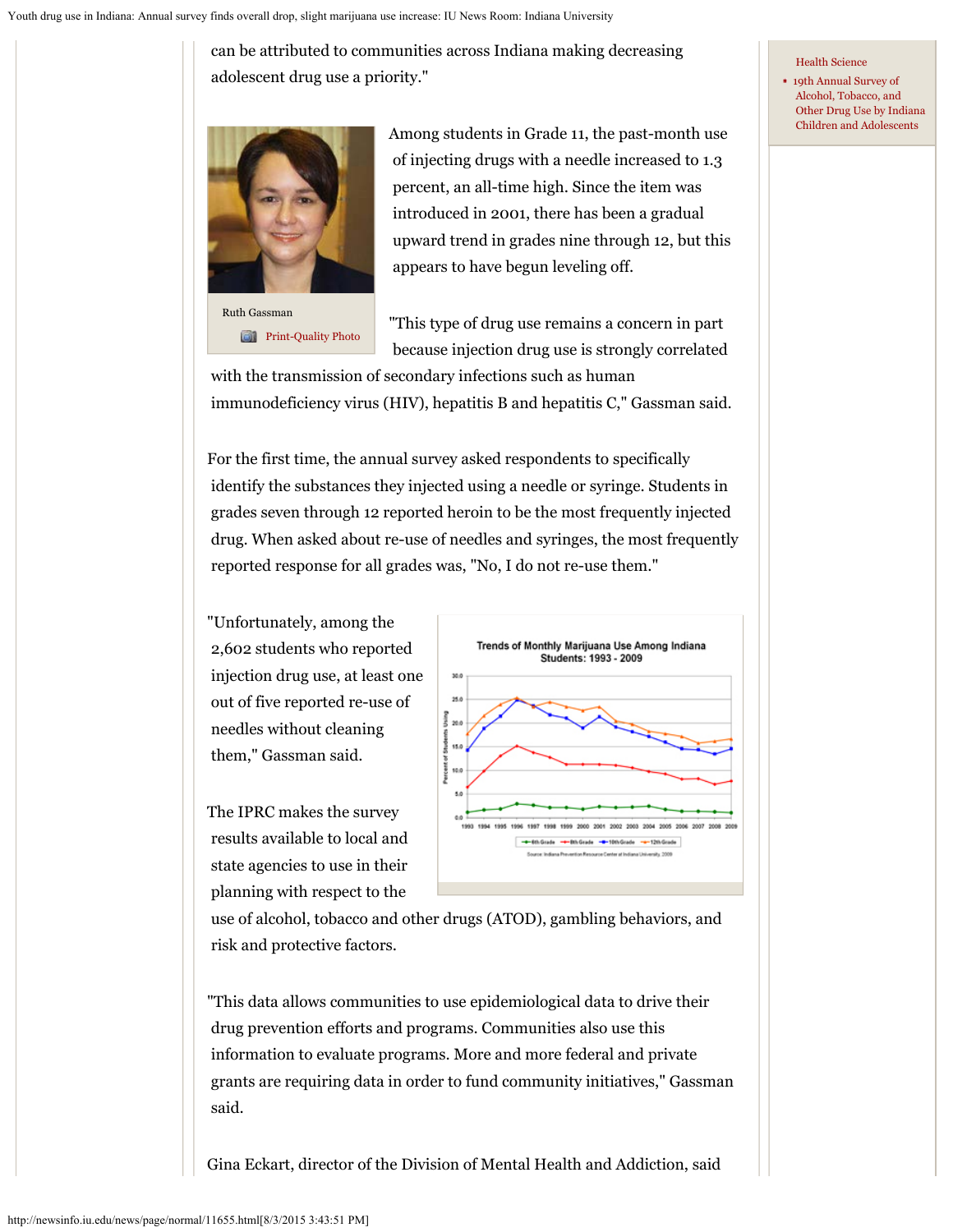can be attributed to communities across Indiana making decreasing adolescent drug use a priority."

Ruth Gassman

Print-Quality Photo

Among students in Grade 11, the past-month use of injecting drugs with a needle increased to 1.3 percent, an all-time high. Since the item was introduced in 2001, there has been a gradual upward trend in grades nine through 12, but this appears to have begun leveling off.

"This type of drug use remains a concern in part because injection drug use is strongly correlated with the transmission of secondary infections such as human immunodeficiency virus (HIV), hepatitis B and hepatitis C," Gassman said.

For the first time, the annual survey asked respondents to specifically identify the substances they injected using a needle or syringe. Students in grades seven through 12 reported heroin to be the most frequently injected drug. When asked about re-use of needles and syringes, the most frequently reported response for all grades was, "No, I do not re-use them."

"Unfortunately, among the 2,602 students who reported injection drug use, at least one out of five reported re-use of needles without cleaning them," Gassman said.

The IPRC makes the survey results available to local and state agencies to use in their planning with respect to the use of alcohol, tobacco and other drugs (ATOD), gambling behaviors, and risk and protective factors.

"This data allows communities to use epidemiological data to drive their drug prevention efforts and programs. Communities also use this information to evaluate programs. More and more federal and private grants are requiring data in order to fund community initiatives," Gassman said.

Gina Eckart, director of the Division of Mental Health and Addiction, said

Health Science

- 19th Annual Survey of Alcohol, Tobacco, and Other Drug Use by Indiana Children and Adolescents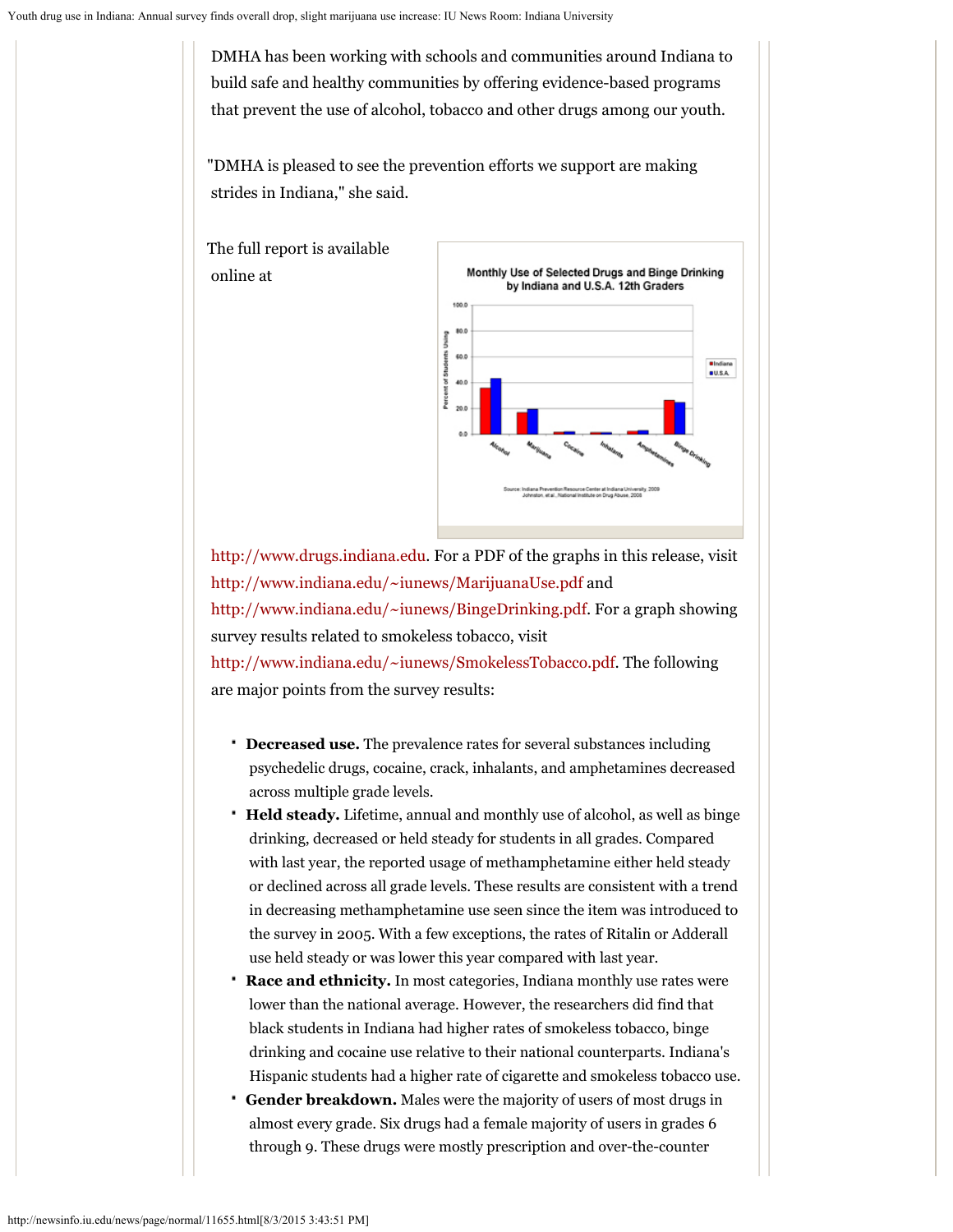DMHA has been working with schools and communities around Indiana to build safe and healthy communities by offering evidence-based programs that prevent the use of alcohol, tobacco and other drugs among our youth.

"DMHA is pleased to see the prevention efforts we support are making strides in Indiana," she said.

The full report is available online at http://www.drugs.indiana.edu. For a PDF of the graphs in this release, visit http://www.indiana.edu/~iunews/MarijuanaUse.pdf and http://www.indiana.edu/~iunews/BingeDrinking.pdf. For a graph showing survey results related to smokeless tobacco, visit http://www.indiana.edu/~iunews/SmokelessTobacco.pdf. The following are major points from the survey results:

- **Decreased use.** The prevalence rates for several substances including psychedelic drugs, cocaine, crack, inhalants, and amphetamines decreased across multiple grade levels.
- **Held steady.** Lifetime, annual and monthly use of alcohol, as well as binge drinking, decreased or held steady for students in all grades. Compared with last year, the reported usage of methamphetamine either held steady or declined across all grade levels. These results are consistent with a trend in decreasing methamphetamine use seen since the item was introduced to the survey in 2005. With a few exceptions, the rates of Ritalin or Aderall use held steady or was lower this year compared with last year.
- **Race and ethnicity.** In most categories, Indiana monthly use rates were lower than the national average. However, the researchers did find that black students in Indiana had higher rates of smokeless tobacco, binge drinking and cocaine use relative to their national counterparts. Indiana's Hispanic students had a higher rate of cigarette and smokeless tobacco use.
- **Gender breakdown.** Males were the majority of users of most drugs in almost every grade. Six drugs had a female majority of users in grades 6 through 9. These drugs were mostly prescription and over-the-counter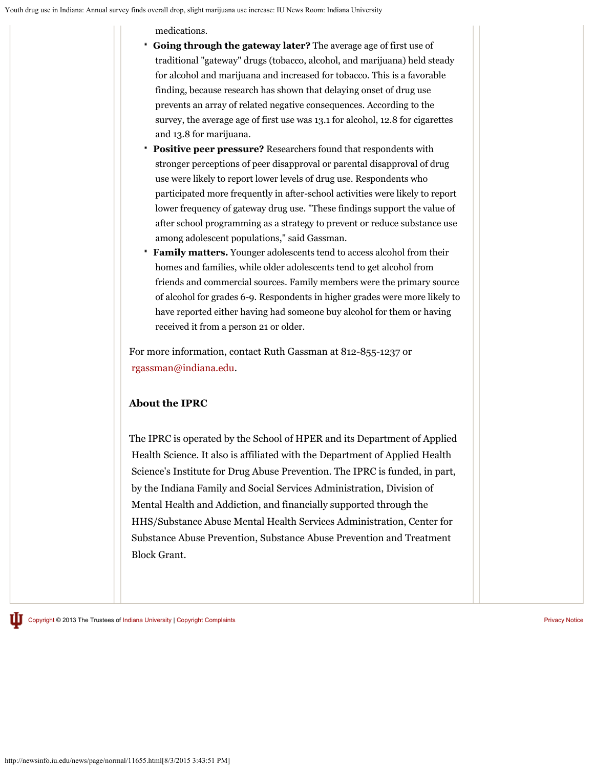medications.

- **Going through the gateway later?** The average age of first use of traditional "gateway" drugs (tobacco, alcohol, and marijuana) held steady for alcohol and marijuana and increased for tobacco. This is a favorable finding, because research has shown that delaying onset of drug use prevents an array of related negative consequences. According to the survey, the average age of first use was 13.1 for alcohol, 12.8 for cigarettes and 13.8 for marijuana.
- **Positive peer pressure?** Researchers found that respondents with stronger perceptions of peer disapproval or parental disapproval of drug use were likely to report lower levels of drug use. Respondents who participated more frequently in after-school activities were likely to report lower frequency of gateway drug use. "These findings support the value of after school programming as a strategy to prevent or reduce substance use among adolescent populations," said Gassman.
- **Family matters.** Younger adolescents tend to access alcohol from their homes and families, while older adolescents tend to get alcohol from friends and commercial sources. Family members were the primary source of alcohol for grades 6-9. Respondents in higher grades were more likely to have reported either having had someone buy alcohol for them or having received it from a person 21 or older.

For more information, contact Ruth Gassman at 812-855-1237 or rgassman@indiana.edu.

### About the IPRC

The IPRC is operated by the School of HPER and its Department of Applied Health Science. It also is affiliated with the Department of Applied Health Science's Institute for Drug Abuse Prevention. The IPRC is funded, in part, by the Indiana Family and Social Services Administration, Division of Mental Health and Addiction, and financially supported through the HHS/Substance Abuse Mental Health Services Administration, Center for Substance Abuse Prevention, Substance Abuse Prevention and Treatment Block Grant.